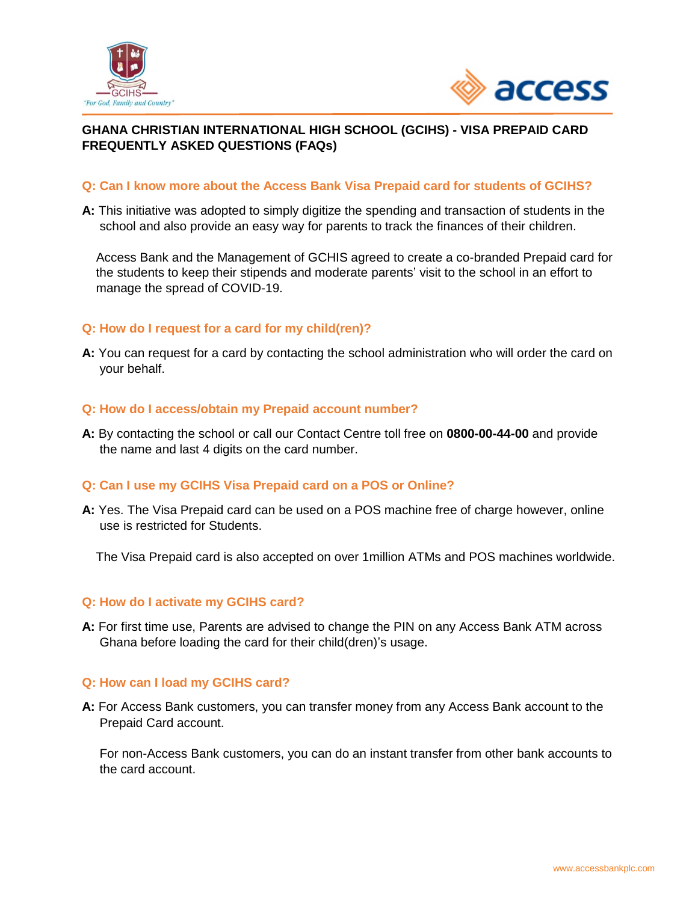# GHANA CHRISTIAN INTERNATIONAL HIGH SCHOOL (GCIHS) - VISA PREPAID CARD FREQUENTLY ASKED QUESTIONS (FAQs)

### Q: Can I know more about the Access Bank Visa Prepaid card for students of GCIHS?

**A:** This initiative was adopted to simply digitize the spending and transaction of students in the school and also provide an easy way for parents to track the finances of their children.

Access Bank and the Management of GCHIS agreed to create a co-branded Prepaid card for the students to keep their stipends and moderate parents' visit to the school in an effort to manage the spread of COVID-19.

### Q: How do I request for a card for my child(ren)?

**A:** You can request for a card by contacting the school administration who will order the card on your behalf.

### Q: How do I access/obtain my Prepaid account number?

**A:** By contacting the school or call our Contact Centre toll free on **0800-00-44-00** and provide the name and last 4 digits on the card number.

### Q: Can I use my GCIHS Visa Prepaid card on a POS or Online?

**A:** Yes. The Visa Prepaid card can be used on a POS machine free of charge however, online use is restricted for Students.

The Visa Prepaid card is also accepted on over 1million ATMs and POS machines worldwide.

### Q: How do I activate my GCIHS card?

**A:** For first time use, Parents are advised to change the PIN on any Access Bank ATM across Ghana before loading the card for their child(dren)'s usage.

### Q: How can I load my GCIHS card?

**A:** For Access Bank customers, you can transfer money from any Access Bank account to the Prepaid Card account.

For non-Access Bank customers, you can do an instant transfer from other bank accounts to the card account.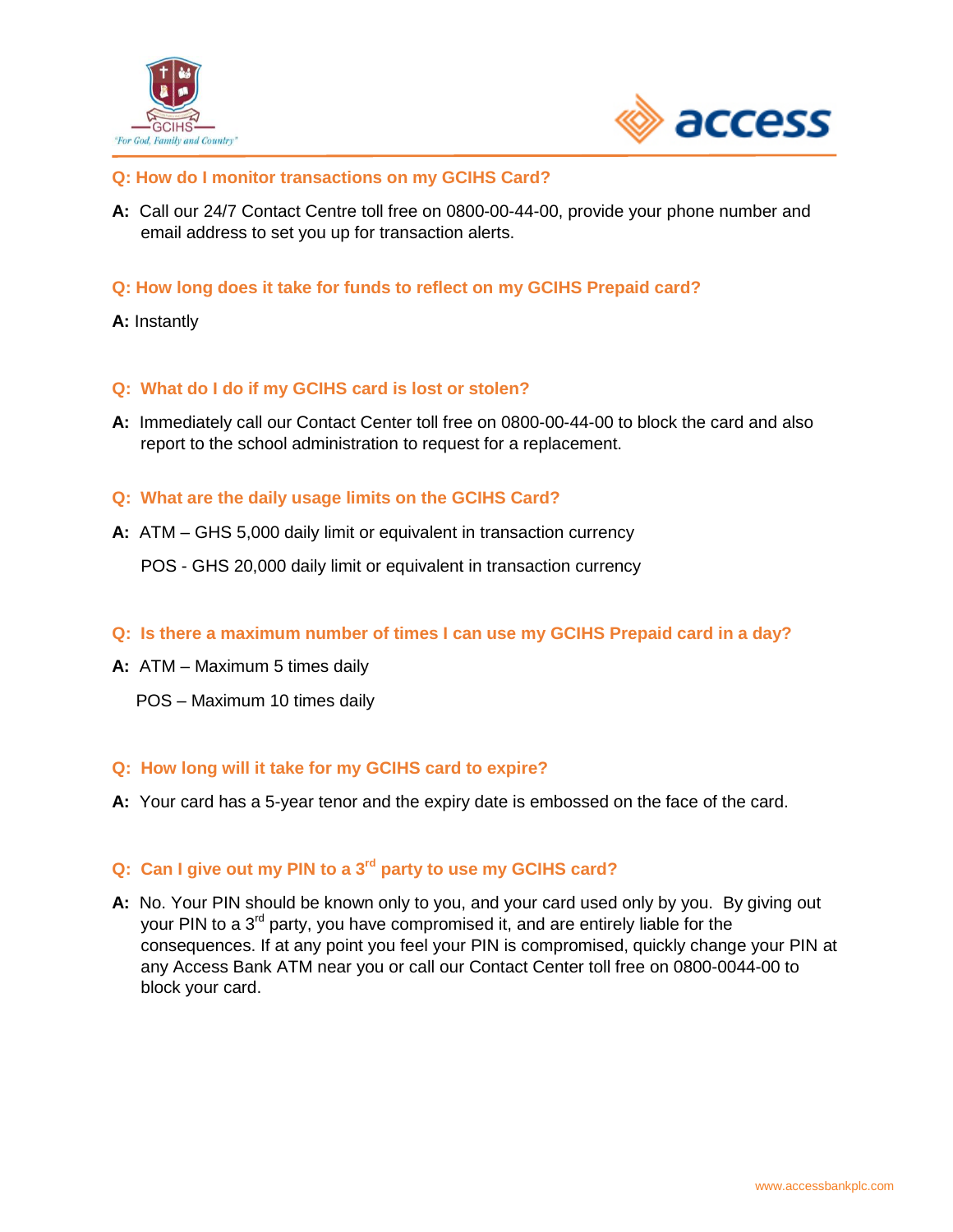**Q: How do I monitor transactions on my GCIHS Card?**

**A:** Call our 24/7 Contact Centre toll free on 0800-00-44-00, provide your phone number and email address to set you up for transaction alerts.

**Q: How long does it take for funds to reflect on my GCIHS Prepaid card?**

**A:** Instantly

**Q: What do I do if my GCIHS card is lost or stolen?**

**A:** Immediately call our Contact Center toll free on 0800-00-44-00 to block the card and also report to the school administration to request for a replacement.

**Q: What are the daily usage limits on the GCIHS Card?**

**A:** ATM – GHS 5,000 daily limit or equivalent in transaction currency

POS - GHS 20,000 daily limit or equivalent in transaction currency

**Q: Is there a maximum number of times I can use my GCIHS Prepaid card in a day?**

**A:** ATM – Maximum 5 times daily

POS – Maximum 10 times daily

**Q: How long will it take for my GCIHS card to expire?**

**A:** Your card has a 5-year tenor and the expiry date is embossed on the face of the card.

**Q: Can I give out my PIN to a 3rd party to use my GCIHS card?**

**A:** No. Your PIN should be known only to you, and your card used only by you. By giving out your PIN to a 3rd party, you have compromised it, and are entirely liable for the consequences. If at any point you feel your PIN is compromised, quickly change your PIN at any Access Bank ATM near you or call our Contact Center toll free on 0800-0044-00 to block your card.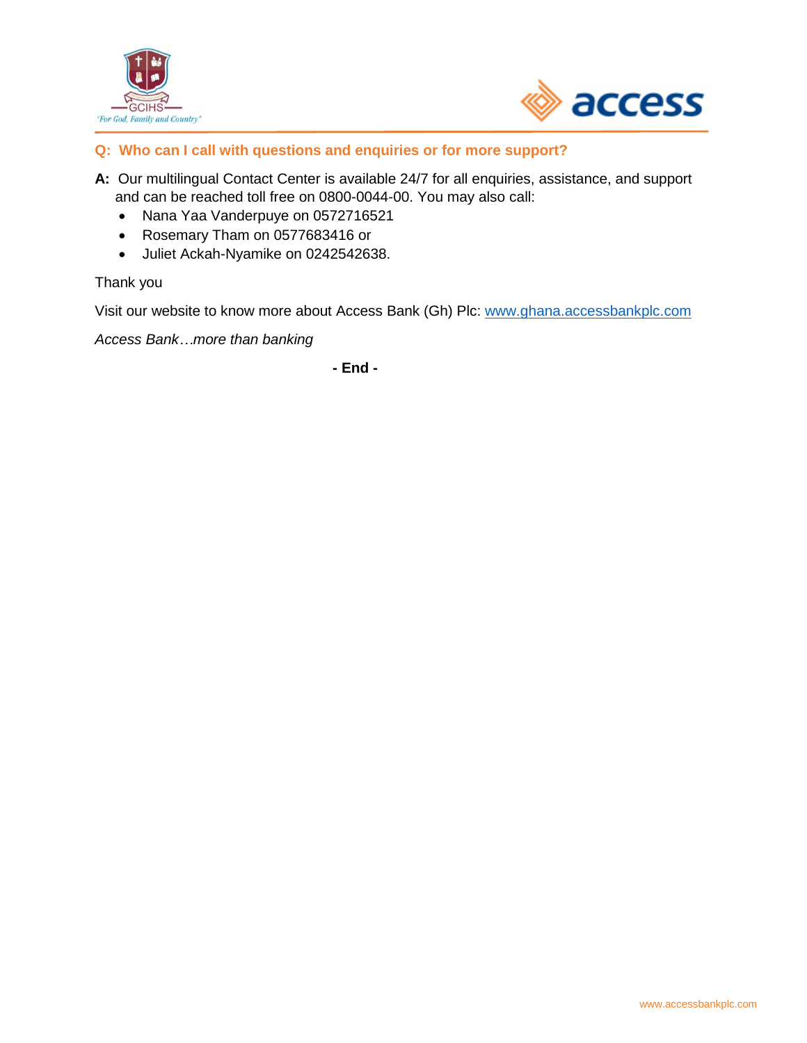**Q: Who can I call with questions and enquiries or for more support?**

**A:** Our multilingual Contact Center is available 24/7 for all enquiries, assistance, and support and can be reached toll free on 0800-0044-00. You may also call:

- Nana Yaa Vanderpuye on 0572716521
- Rosemary Tham on 0577683416 or
- Juliet Ackah-Nyamike on 0242542638.

Thank you

Visit our website to know more about Access Bank (Gh) Plc: www.ghana.accessbankplc.com

*Access Bank…more than banking*

**- End -**